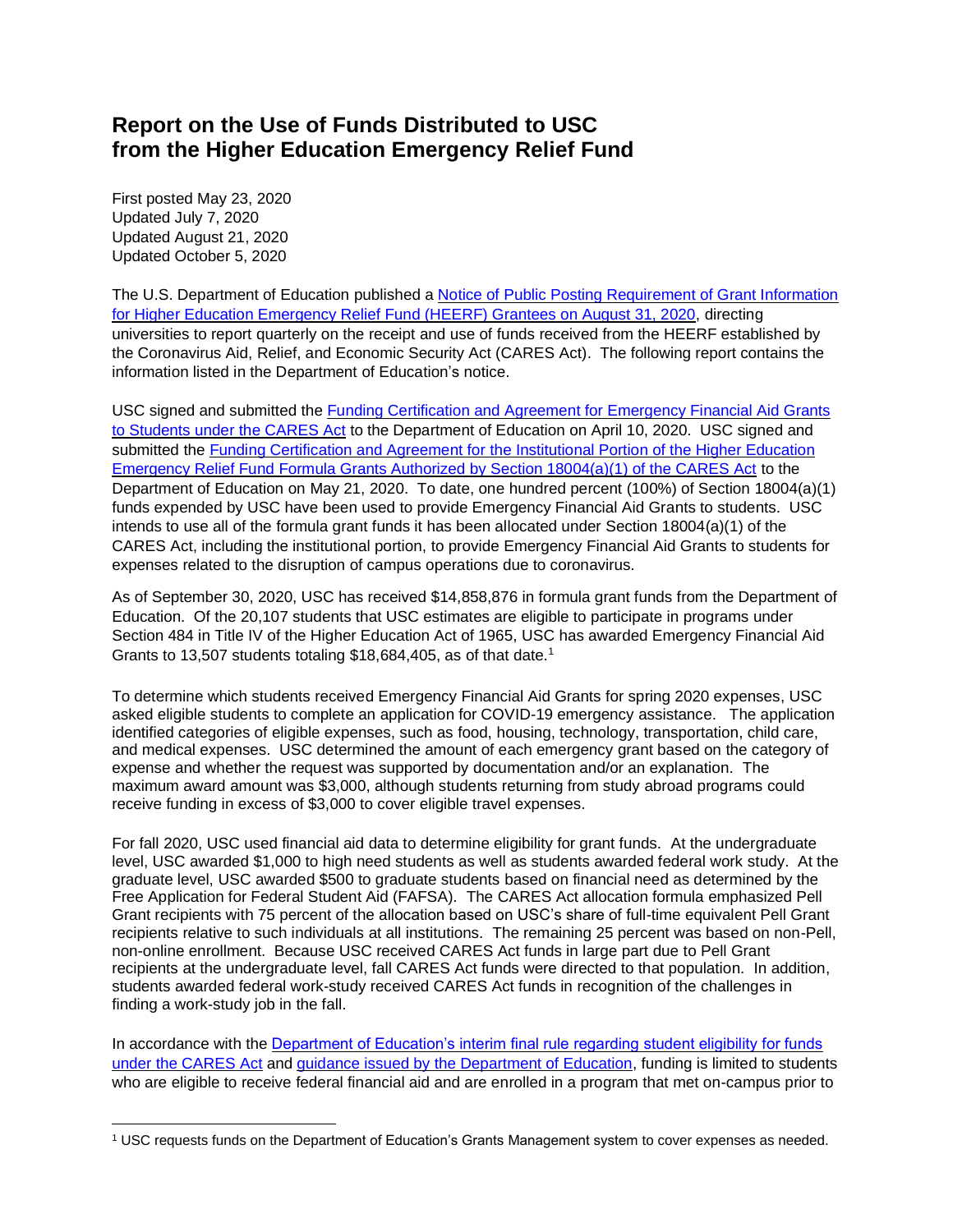# Report on the Use of Funds Distributed to USC from the Higher Education Emergency Relief Fund

First posted May 23, 2020
Updated July 7, 2020
Updated August 21, 2020
Updated October 5, 2020

The U.S. Department of Education published a Notice of Public Posting Requirement of Grant Information for Higher Education Emergency Relief Fund (HEERF) Grantees on August 31, 2020, directing universities to report quarterly on the receipt and use of funds received from the HEERF established by the Coronavirus Aid, Relief, and Economic Security Act (CARES Act). The following report contains the information listed in the Department of Education's notice.

USC signed and submitted the Funding Certification and Agreement for Emergency Financial Aid Grants to Students under the CARES Act to the Department of Education on April 10, 2020. USC signed and submitted the Funding Certification and Agreement for the Institutional Portion of the Higher Education Emergency Relief Fund Formula Grants Authorized by Section 18004(a)(1) of the CARES Act to the Department of Education on May 21, 2020. To date, one hundred percent (100%) of Section 18004(a)(1) funds expended by USC have been used to provide Emergency Financial Aid Grants to students. USC intends to use all of the formula grant funds it has been allocated under Section 18004(a)(1) of the CARES Act, including the institutional portion, to provide Emergency Financial Aid Grants to students for expenses related to the disruption of campus operations due to coronavirus.

As of September 30, 2020, USC has received $14,858,876 in formula grant funds from the Department of Education. Of the 20,107 students that USC estimates are eligible to participate in programs under Section 484 in Title IV of the Higher Education Act of 1965, USC has awarded Emergency Financial Aid Grants to 13,507 students totaling $18,684,405, as of that date.[1]

To determine which students received Emergency Financial Aid Grants for spring 2020 expenses, USC asked eligible students to complete an application for COVID-19 emergency assistance. The application identified categories of eligible expenses, such as food, housing, technology, transportation, child care, and medical expenses. USC determined the amount of each emergency grant based on the category of expense and whether the request was supported by documentation and/or an explanation. The maximum award amount was $3,000, although students returning from study abroad programs could receive funding in excess of $3,000 to cover eligible travel expenses.

For fall 2020, USC used financial aid data to determine eligibility for grant funds. At the undergraduate level, USC awarded $1,000 to high need students as well as students awarded federal work study. At the graduate level, USC awarded $500 to graduate students based on financial need as determined by the Free Application for Federal Student Aid (FAFSA). The CARES Act allocation formula emphasized Pell Grant recipients with 75 percent of the allocation based on USC's share of full-time equivalent Pell Grant recipients relative to such individuals at all institutions. The remaining 25 percent was based on non-Pell, non-online enrollment. Because USC received CARES Act funds in large part due to Pell Grant recipients at the undergraduate level, fall CARES Act funds were directed to that population. In addition, students awarded federal work-study received CARES Act funds in recognition of the challenges in finding a work-study job in the fall.

In accordance with the Department of Education's interim final rule regarding student eligibility for funds under the CARES Act and guidance issued by the Department of Education, funding is limited to students who are eligible to receive federal financial aid and are enrolled in a program that met on-campus prior to

[1] USC requests funds on the Department of Education's Grants Management system to cover expenses as needed.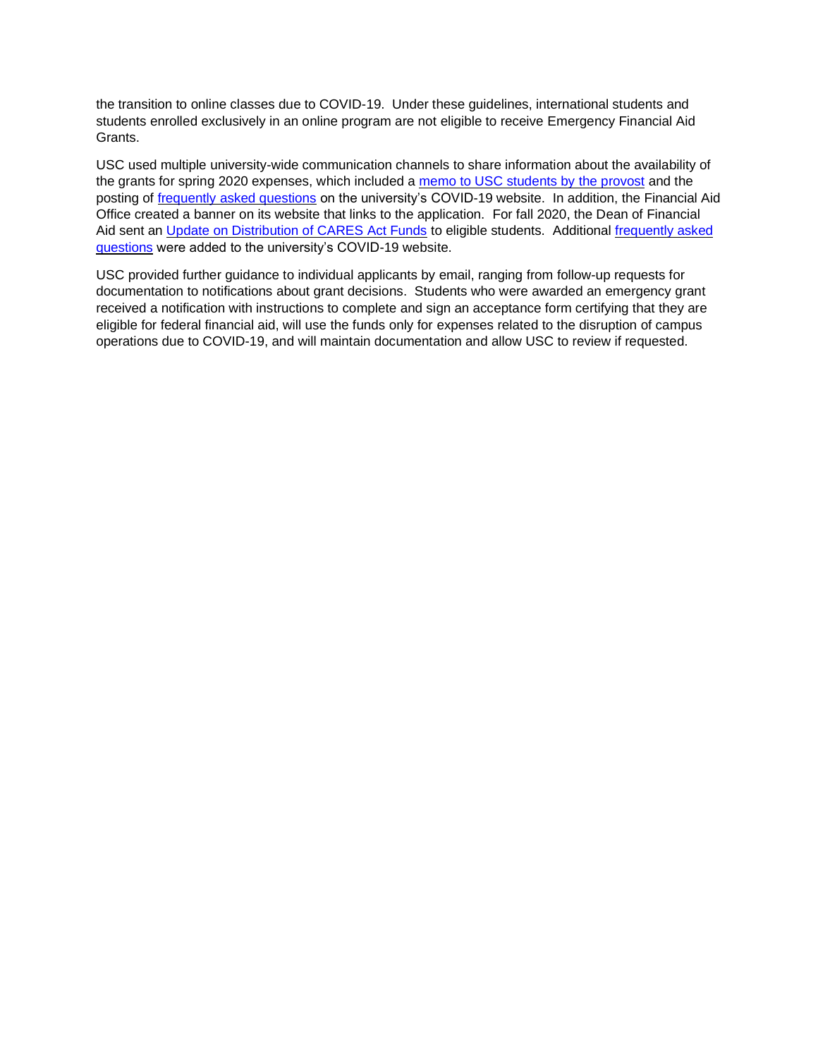the transition to online classes due to COVID-19. Under these guidelines, international students and students enrolled exclusively in an online program are not eligible to receive Emergency Financial Aid Grants.

USC used multiple university-wide communication channels to share information about the availability of the grants for spring 2020 expenses, which included a memo to USC students by the provost and the posting of frequently asked questions on the university's COVID-19 website. In addition, the Financial Aid Office created a banner on its website that links to the application. For fall 2020, the Dean of Financial Aid sent an Update on Distribution of CARES Act Funds to eligible students. Additional frequently asked questions were added to the university's COVID-19 website.

USC provided further guidance to individual applicants by email, ranging from follow-up requests for documentation to notifications about grant decisions. Students who were awarded an emergency grant received a notification with instructions to complete and sign an acceptance form certifying that they are eligible for federal financial aid, will use the funds only for expenses related to the disruption of campus operations due to COVID-19, and will maintain documentation and allow USC to review if requested.